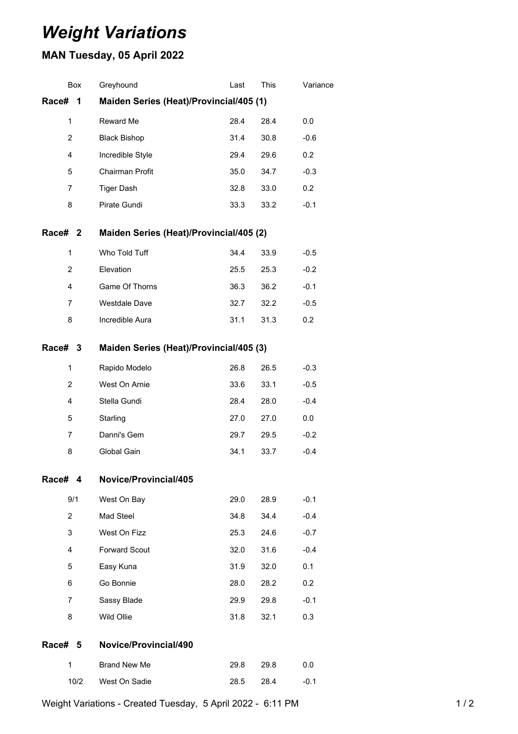# *Weight Variations*

## MAN Tuesday, 05 April 2022

| Box | Greyhound | Last | This | Variance |
|---|---|---|---|---|
| **Race# 1** | **Maiden Series (Heat)/Provincial/405 (1)** | | | |
| 1 | Reward Me | 28.4 | 28.4 | 0.0 |
| 2 | Black Bishop | 31.4 | 30.8 | -0.6 |
| 4 | Incredible Style | 29.4 | 29.6 | 0.2 |
| 5 | Chairman Profit | 35.0 | 34.7 | -0.3 |
| 7 | Tiger Dash | 32.8 | 33.0 | 0.2 |
| 8 | Pirate Gundi | 33.3 | 33.2 | -0.1 |
| **Race# 2** | **Maiden Series (Heat)/Provincial/405 (2)** | | | |
| 1 | Who Told Tuff | 34.4 | 33.9 | -0.5 |
| 2 | Elevation | 25.5 | 25.3 | -0.2 |
| 4 | Game Of Thorns | 36.3 | 36.2 | -0.1 |
| 7 | Westdale Dave | 32.7 | 32.2 | -0.5 |
| 8 | Incredible Aura | 31.1 | 31.3 | 0.2 |
| **Race# 3** | **Maiden Series (Heat)/Provincial/405 (3)** | | | |
| 1 | Rapido Modelo | 26.8 | 26.5 | -0.3 |
| 2 | West On Arnie | 33.6 | 33.1 | -0.5 |
| 4 | Stella Gundi | 28.4 | 28.0 | -0.4 |
| 5 | Starling | 27.0 | 27.0 | 0.0 |
| 7 | Danni's Gem | 29.7 | 29.5 | -0.2 |
| 8 | Global Gain | 34.1 | 33.7 | -0.4 |
| **Race# 4** | **Novice/Provincial/405** | | | |
| 9/1 | West On Bay | 29.0 | 28.9 | -0.1 |
| 2 | Mad Steel | 34.8 | 34.4 | -0.4 |
| 3 | West On Fizz | 25.3 | 24.6 | -0.7 |
| 4 | Forward Scout | 32.0 | 31.6 | -0.4 |
| 5 | Easy Kuna | 31.9 | 32.0 | 0.1 |
| 6 | Go Bonnie | 28.0 | 28.2 | 0.2 |
| 7 | Sassy Blade | 29.9 | 29.8 | -0.1 |
| 8 | Wild Ollie | 31.8 | 32.1 | 0.3 |
| **Race# 5** | **Novice/Provincial/490** | | | |
| 1 | Brand New Me | 29.8 | 29.8 | 0.0 |
| 10/2 | West On Sadie | 28.5 | 28.4 | -0.1 |

Weight Variations - Created Tuesday, 5 April 2022 - 6:11 PM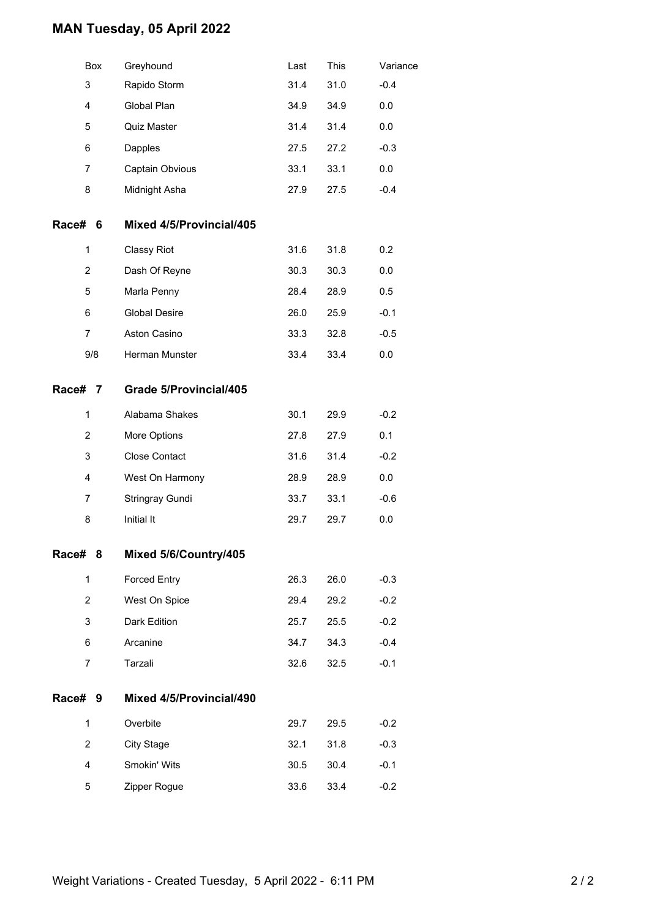# MAN Tuesday, 05 April 2022

| Box | Greyhound | Last | This | Variance |
|---|---|---|---|---|
| 3 | Rapido Storm | 31.4 | 31.0 | -0.4 |
| 4 | Global Plan | 34.9 | 34.9 | 0.0 |
| 5 | Quiz Master | 31.4 | 31.4 | 0.0 |
| 6 | Dapples | 27.5 | 27.2 | -0.3 |
| 7 | Captain Obvious | 33.1 | 33.1 | 0.0 |
| 8 | Midnight Asha | 27.9 | 27.5 | -0.4 |

## Race# 6 Mixed 4/5/Provincial/405

| | | | | |
|---|---|---|---|---|
| 1 | Classy Riot | 31.6 | 31.8 | 0.2 |
| 2 | Dash Of Reyne | 30.3 | 30.3 | 0.0 |
| 5 | Marla Penny | 28.4 | 28.9 | 0.5 |
| 6 | Global Desire | 26.0 | 25.9 | -0.1 |
| 7 | Aston Casino | 33.3 | 32.8 | -0.5 |
| 9/8 | Herman Munster | 33.4 | 33.4 | 0.0 |

## Race# 7 Grade 5/Provincial/405

| | | | | |
|---|---|---|---|---|
| 1 | Alabama Shakes | 30.1 | 29.9 | -0.2 |
| 2 | More Options | 27.8 | 27.9 | 0.1 |
| 3 | Close Contact | 31.6 | 31.4 | -0.2 |
| 4 | West On Harmony | 28.9 | 28.9 | 0.0 |
| 7 | Stringray Gundi | 33.7 | 33.1 | -0.6 |
| 8 | Initial It | 29.7 | 29.7 | 0.0 |

## Race# 8 Mixed 5/6/Country/405

| | | | | |
|---|---|---|---|---|
| 1 | Forced Entry | 26.3 | 26.0 | -0.3 |
| 2 | West On Spice | 29.4 | 29.2 | -0.2 |
| 3 | Dark Edition | 25.7 | 25.5 | -0.2 |
| 6 | Arcanine | 34.7 | 34.3 | -0.4 |
| 7 | Tarzali | 32.6 | 32.5 | -0.1 |

## Race# 9 Mixed 4/5/Provincial/490

| | | | | |
|---|---|---|---|---|
| 1 | Overbite | 29.7 | 29.5 | -0.2 |
| 2 | City Stage | 32.1 | 31.8 | -0.3 |
| 4 | Smokin' Wits | 30.5 | 30.4 | -0.1 |
| 5 | Zipper Rogue | 33.6 | 33.4 | -0.2 |

Weight Variations - Created Tuesday, 5 April 2022 - 6:11 PM